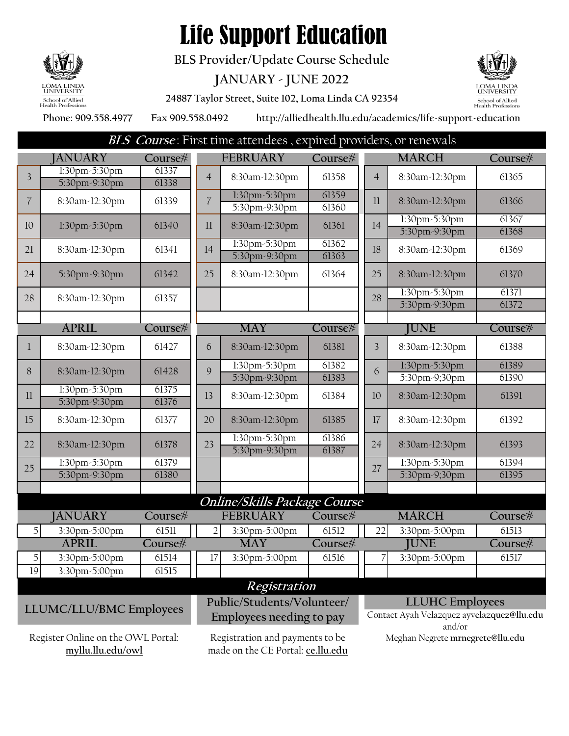# Life Support Education

**BLS Provider/Update Course Schedule**

**JANUARY - JUNE 2022**

**24887 Taylor Street, Suite 102, Loma Linda CA 92354**

**Phone: 909.558.4977** **Fax 909.558.0492** **http://alliedhealth.llu.edu/academics/life-support-education**

## *BLS Course*: First time attendees , expired providers, or renewals

| | JANUARY | Course# | | FEBRUARY | Course# | | MARCH | Course# |
|---|---|---|---|---|---|---|---|---|
| 3 | 1:30pm-5:30pm | 61337 | 4 | 8:30am-12:30pm | 61358 | 4 | 8:30am-12:30pm | 61365 |
| | 5:30pm-9:30pm | 61338 | | | | | | |
| 7 | 8:30am-12:30pm | 61339 | 7 | 1:30pm-5:30pm | 61359 | 11 | 8:30am-12:30pm | 61366 |
| | | | | 5:30pm-9:30pm | 61360 | | | |
| 10 | 1:30pm-5:30pm | 61340 | 11 | 8:30am-12:30pm | 61361 | 14 | 1:30pm-5:30pm | 61367 |
| | | | | | | | 5:30pm-9:30pm | 61368 |
| 21 | 8:30am-12:30pm | 61341 | 14 | 1:30pm-5:30pm | 61362 | 18 | 8:30am-12:30pm | 61369 |
| | | | | 5:30pm-9:30pm | 61363 | | | |
| 24 | 5:30pm-9:30pm | 61342 | 25 | 8:30am-12:30pm | 61364 | 25 | 8:30am-12:30pm | 61370 |
| 28 | 8:30am-12:30pm | 61357 | | | | 28 | 1:30pm-5:30pm | 61371 |
| | | | | | | | 5:30pm-9:30pm | 61372 |

| | APRIL | Course# | | MAY | Course# | | JUNE | Course# |
|---|---|---|---|---|---|---|---|---|
| 1 | 8:30am-12:30pm | 61427 | 6 | 8:30am-12:30pm | 61381 | 3 | 8:30am-12:30pm | 61388 |
| 8 | 8:30am-12:30pm | 61428 | 9 | 1:30pm-5:30pm | 61382 | 6 | 1:30pm-5:30pm | 61389 |
| | | | | 5:30pm-9:30pm | 61383 | | 5:30pm-9;30pm | 61390 |
| 11 | 1:30pm-5:30pm | 61375 | 13 | 8:30am-12:30pm | 61384 | 10 | 8:30am-12:30pm | 61391 |
| | 5:30pm-9:30pm | 61376 | | | | | | |
| 15 | 8:30am-12:30pm | 61377 | 20 | 8:30am-12:30pm | 61385 | 17 | 8:30am-12:30pm | 61392 |
| 22 | 8:30am-12:30pm | 61378 | 23 | 1:30pm-5:30pm | 61386 | 24 | 8:30am-12:30pm | 61393 |
| | | | | 5:30pm-9:30pm | 61387 | | | |
| 25 | 1:30pm-5:30pm | 61379 | | | | 27 | 1:30pm-5:30pm | 61394 |
| | 5:30pm-9:30pm | 61380 | | | | | 5:30pm-9;30pm | 61395 |

## *Online/Skills Package Course*

| | JANUARY | Course# | | FEBRUARY | Course# | | MARCH | Course# |
|---|---|---|---|---|---|---|---|---|
| 5 | 3:30pm-5:00pm | 61511 | 2 | 3:30pm-5:00pm | 61512 | 22 | 3:30pm-5:00pm | 61513 |

| | APRIL | Course# | | MAY | Course# | | JUNE | Course# |
|---|---|---|---|---|---|---|---|---|
| 5 | 3:30pm-5:00pm | 61514 | 17 | 3:30pm-5:00pm | 61516 | 7 | 3:30pm-5:00pm | 61517 |
| 19 | 3:30pm-5:00pm | 61515 | | | | | | |

## *Registration*

**LLUMC/LLU/BMC Employees**

Register Online on the OWL Portal: myllu.llu.edu/owl

**Public/Students/Volunteer/ Employees needing to pay**

Registration and payments to be made on the CE Portal: ce.llu.edu

**LLUHC Employees**

Contact Ayah Velazquez ay**velazquez@llu.edu** and/or Meghan Negrete **mrnegrete@llu.edu**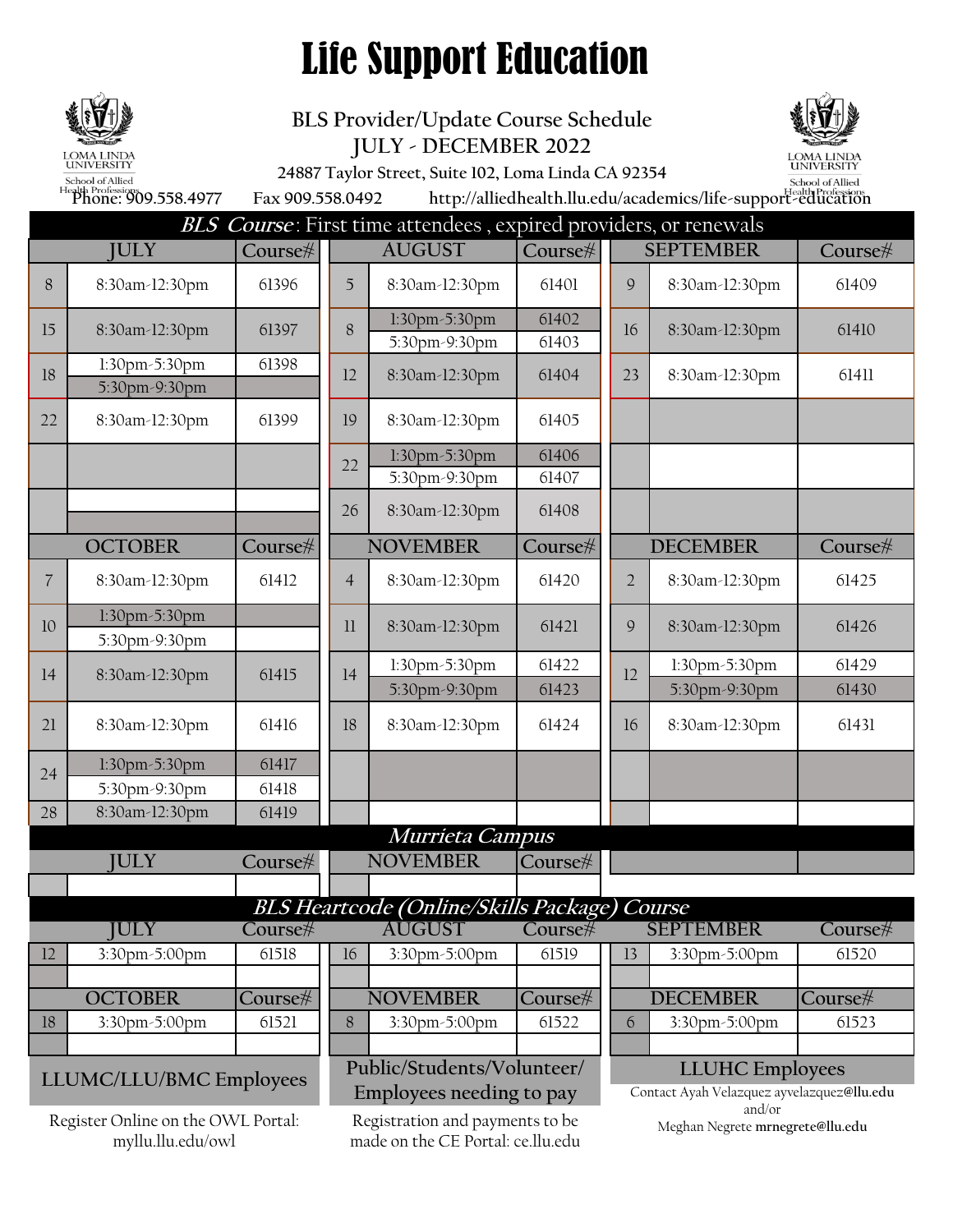# Life Support Education

**BLS Provider/Update Course Schedule**
**JULY - DECEMBER 2022**
**24887 Taylor Street, Suite 102, Loma Linda CA 92354**

LOMA LINDA UNIVERSITY School of Allied Health Professions

**Phone: 909.558.4977** **Fax 909.558.0492** **http://alliedhealth.llu.edu/academics/life-support-education**

## *BLS Course*: First time attendees, expired providers, or renewals

| JULY | | Course# | AUGUST | | Course# | SEPTEMBER | | Course# |
|---|---|---|---|---|---|---|---|---|
| 8 | 8:30am-12:30pm | 61396 | 5 | 8:30am-12:30pm | 61401 | 9 | 8:30am-12:30pm | 61409 |
| 15 | 8:30am-12:30pm | 61397 | 8 | 1:30pm-5:30pm | 61402 | 16 | 8:30am-12:30pm | 61410 |
| | | | | 5:30pm-9:30pm | 61403 | | | |
| 18 | 1:30pm-5:30pm | 61398 | 12 | 8:30am-12:30pm | 61404 | 23 | 8:30am-12:30pm | 61411 |
| | 5:30pm-9:30pm | | | | | | | |
| 22 | 8:30am-12:30pm | 61399 | 19 | 8:30am-12:30pm | 61405 | | | |
| | | | 22 | 1:30pm-5:30pm | 61406 | | | |
| | | | | 5:30pm-9:30pm | 61407 | | | |
| | | | 26 | 8:30am-12:30pm | 61408 | | | |
| **OCTOBER** | | **Course#** | **NOVEMBER** | | **Course#** | **DECEMBER** | | **Course#** |
| 7 | 8:30am-12:30pm | 61412 | 4 | 8:30am-12:30pm | 61420 | 2 | 8:30am-12:30pm | 61425 |
| 10 | 1:30pm-5:30pm | | 11 | 8:30am-12:30pm | 61421 | 9 | 8:30am-12:30pm | 61426 |
| | 5:30pm-9:30pm | | | | | | | |
| 14 | 8:30am-12:30pm | 61415 | 14 | 1:30pm-5:30pm | 61422 | 12 | 1:30pm-5:30pm | 61429 |
| | | | | 5:30pm-9:30pm | 61423 | | 5:30pm-9:30pm | 61430 |
| 21 | 8:30am-12:30pm | 61416 | 18 | 8:30am-12:30pm | 61424 | 16 | 8:30am-12:30pm | 61431 |
| 24 | 1:30pm-5:30pm | 61417 | | | | | | |
| | 5:30pm-9:30pm | 61418 | | | | | | |
| 28 | 8:30am-12:30pm | 61419 | | | | | | |

## *Murrieta Campus*

| JULY | | Course# | NOVEMBER | | Course# |
|---|---|---|---|---|---|
| | | | | | |

## *BLS Heartcode (Online/Skills Package) Course*

| JULY | | Course# | AUGUST | | Course# | SEPTEMBER | | Course# |
|---|---|---|---|---|---|---|---|---|
| 12 | 3:30pm-5:00pm | 61518 | 16 | 3:30pm-5:00pm | 61519 | 13 | 3:30pm-5:00pm | 61520 |
| **OCTOBER** | | **Course#** | **NOVEMBER** | | **Course#** | **DECEMBER** | | **Course#** |
| 18 | 3:30pm-5:00pm | 61521 | 8 | 3:30pm-5:00pm | 61522 | 6 | 3:30pm-5:00pm | 61523 |

**LLUMC/LLU/BMC Employees**

Register Online on the OWL Portal: myllu.llu.edu/owl

**Public/Students/Volunteer/ Employees needing to pay**

Registration and payments to be made on the CE Portal: ce.llu.edu

**LLUHC Employees**

Contact Ayah Velazquez ayvelazquez@llu.edu and/or Meghan Negrete mrnegrete@llu.edu